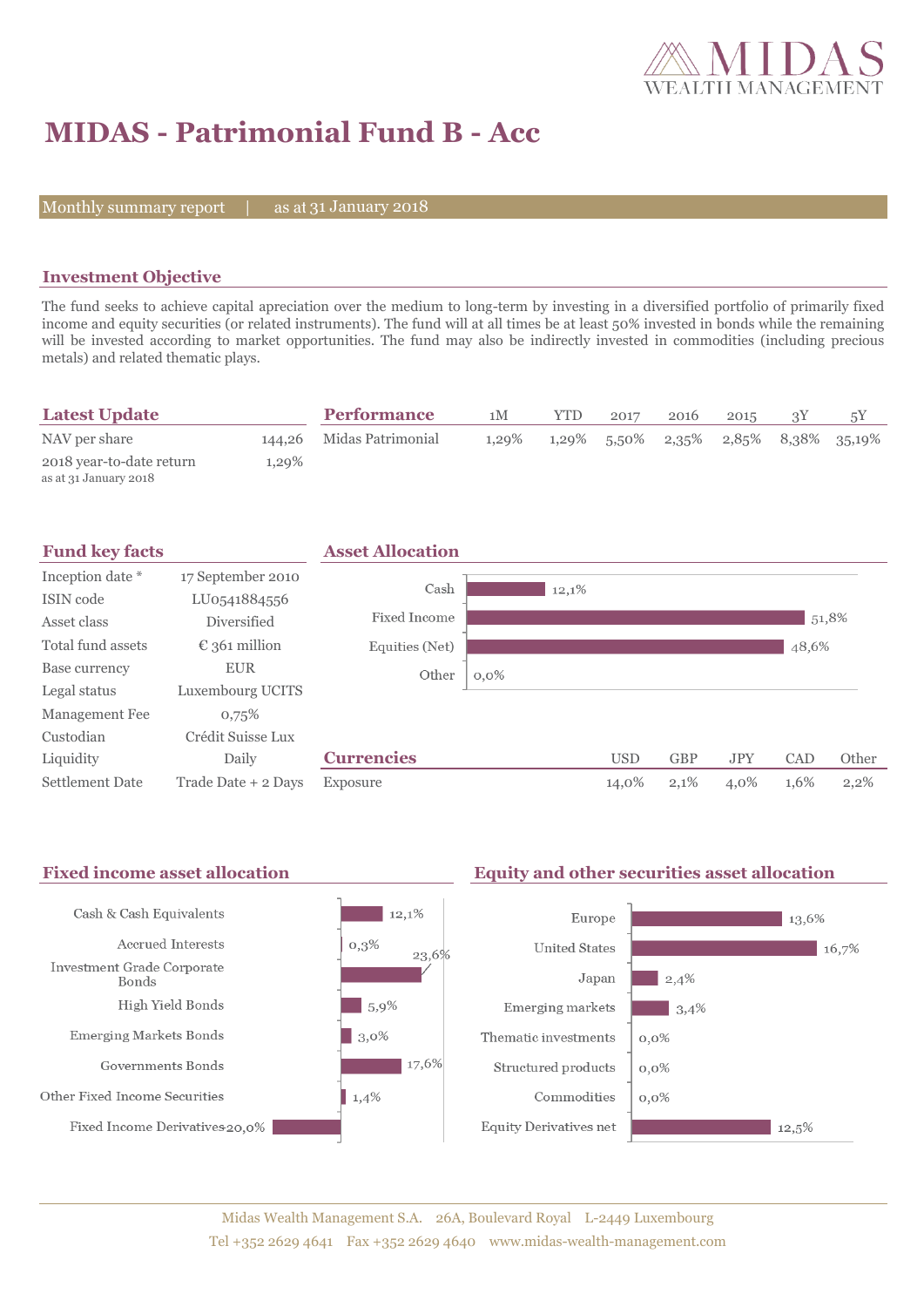# MIDAS - Patrimonial Fund B - Acc

Monthly summary report | as at 31 January 2018

## Investment Objective

The fund seeks to achieve capital apreciation over the medium to long-term by investing in a diversified portfolio of primarily fixed income and equity securities (or related instruments). The fund will at all times be at least 50% invested in bonds while the remaining will be invested according to market opportunities. The fund may also be indirectly invested in commodities (including precious metals) and related thematic plays.

## Latest Update

| | |
|---|---|
| NAV per share | 144,26 |
| 2018 year-to-date return<br>as at 31 January 2018 | 1,29% |

## Performance

| | 1M | YTD | 2017 | 2016 | 2015 | 3Y | 5Y |
|---|---|---|---|---|---|---|---|
| Midas Patrimonial | 1,29% | 1,29% | 5,50% | 2,35% | 2,85% | 8,38% | 35,19% |

## Fund key facts

| | |
|---|---|
| Inception date * | 17 September 2010 |
| ISIN code | LU0541884556 |
| Asset class | Diversified |
| Total fund assets | € 361 million |
| Base currency | EUR |
| Legal status | Luxembourg UCITS |
| Management Fee | 0,75% |
| Custodian | Crédit Suisse Lux |
| Liquidity | Daily |
| Settlement Date | Trade Date + 2 Days |

## Asset Allocation

| | |
|---|---|
| Cash | 12,1% |
| Fixed Income | 51,8% |
| Equities (Net) | 48,6% |
| Other | 0,0% |

## Currencies

| | USD | GBP | JPY | CAD | Other |
|---|---|---|---|---|---|
| Exposure | 14,0% | 2,1% | 4,0% | 1,6% | 2,2% |

## Fixed income asset allocation

| | |
|---|---|
| Cash & Cash Equivalents | 12,1% |
| Accrued Interests | 0,3% |
| Investment Grade Corporate Bonds | 23,6% |
| High Yield Bonds | 5,9% |
| Emerging Markets Bonds | 3,0% |
| Governments Bonds | 17,6% |
| Other Fixed Income Securities | 1,4% |
| Fixed Income Derivatives | -20,0% |

## Equity and other securities asset allocation

| | |
|---|---|
| Europe | 13,6% |
| United States | 16,7% |
| Japan | 2,4% |
| Emerging markets | 3,4% |
| Thematic investments | 0,0% |
| Structured products | 0,0% |
| Commodities | 0,0% |
| Equity Derivatives net | 12,5% |

Midas Wealth Management S.A. 26A, Boulevard Royal L-2449 Luxembourg
Tel +352 2629 4641 Fax +352 2629 4640 www.midas-wealth-management.com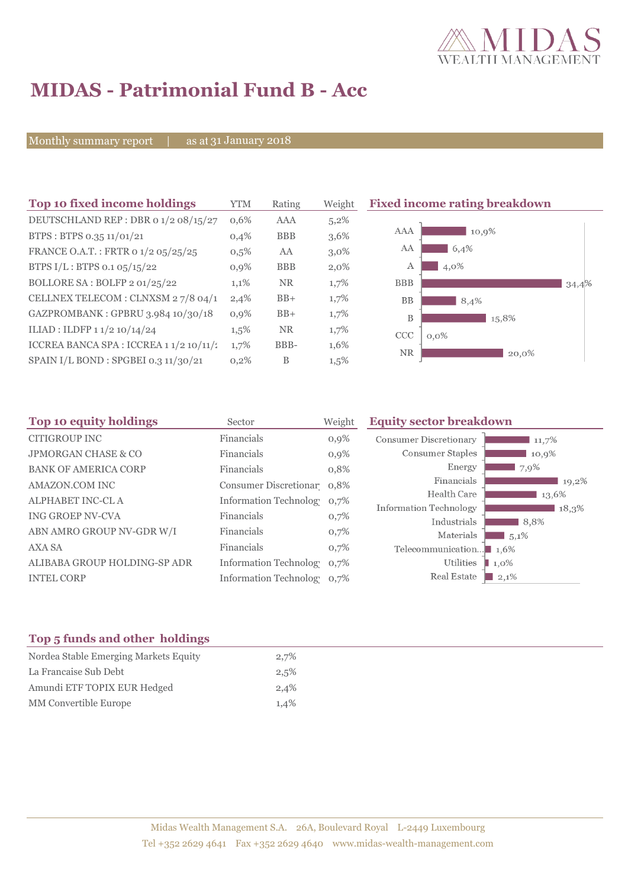# MIDAS - Patrimonial Fund B - Acc

Monthly summary report | as at 31 January 2018

## Top 10 fixed income holdings

| Top 10 fixed income holdings | YTM | Rating | Weight |
|---|---|---|---|
| DEUTSCHLAND REP : DBR 0 1/2 08/15/27 | 0,6% | AAA | 5,2% |
| BTPS : BTPS 0.35 11/01/21 | 0,4% | BBB | 3,6% |
| FRANCE O.A.T. : FRTR 0 1/2 05/25/25 | 0,5% | AA | 3,0% |
| BTPS I/L : BTPS 0.1 05/15/22 | 0,9% | BBB | 2,0% |
| BOLLORE SA : BOLFP 2 01/25/22 | 1,1% | NR | 1,7% |
| CELLNEX TELECOM : CLNXSM 2 7/8 04/1 | 2,4% | BB+ | 1,7% |
| GAZPROMBANK : GPBRU 3.984 10/30/18 | 0,9% | BB+ | 1,7% |
| ILIAD : ILDFP 1 1/2 10/14/24 | 1,5% | NR | 1,7% |
| ICCREA BANCA SPA : ICCREA 1 1/2 10/11/: | 1,7% | BBB- | 1,6% |
| SPAIN I/L BOND : SPGBEI 0.3 11/30/21 | 0,2% | B | 1,5% |

## Fixed income rating breakdown

| Rating | Weight |
|---|---|
| AAA | 10,9% |
| AA | 6,4% |
| A | 4,0% |
| BBB | 34,4% |
| BB | 8,4% |
| B | 15,8% |
| CCC | 0,0% |
| NR | 20,0% |

## Top 10 equity holdings

| Top 10 equity holdings | Sector | Weight |
|---|---|---|
| CITIGROUP INC | Financials | 0,9% |
| JPMORGAN CHASE & CO | Financials | 0,9% |
| BANK OF AMERICA CORP | Financials | 0,8% |
| AMAZON.COM INC | Consumer Discretionar | 0,8% |
| ALPHABET INC-CL A | Information Technolog | 0,7% |
| ING GROEP NV-CVA | Financials | 0,7% |
| ABN AMRO GROUP NV-GDR W/I | Financials | 0,7% |
| AXA SA | Financials | 0,7% |
| ALIBABA GROUP HOLDING-SP ADR | Information Technolog | 0,7% |
| INTEL CORP | Information Technolog | 0,7% |

## Equity sector breakdown

| Sector | Weight |
|---|---|
| Consumer Discretionary | 11,7% |
| Consumer Staples | 10,9% |
| Energy | 7,9% |
| Financials | 19,2% |
| Health Care | 13,6% |
| Information Technology | 18,3% |
| Industrials | 8,8% |
| Materials | 5,1% |
| Telecommunication... | 1,6% |
| Utilities | 1,0% |
| Real Estate | 2,1% |

## Top 5 funds and other holdings

| Holding | Weight |
|---|---|
| Nordea Stable Emerging Markets Equity | 2,7% |
| La Francaise Sub Debt | 2,5% |
| Amundi ETF TOPIX EUR Hedged | 2,4% |
| MM Convertible Europe | 1,4% |

Midas Wealth Management S.A. 26A, Boulevard Royal L-2449 Luxembourg
Tel +352 2629 4641 Fax +352 2629 4640 www.midas-wealth-management.com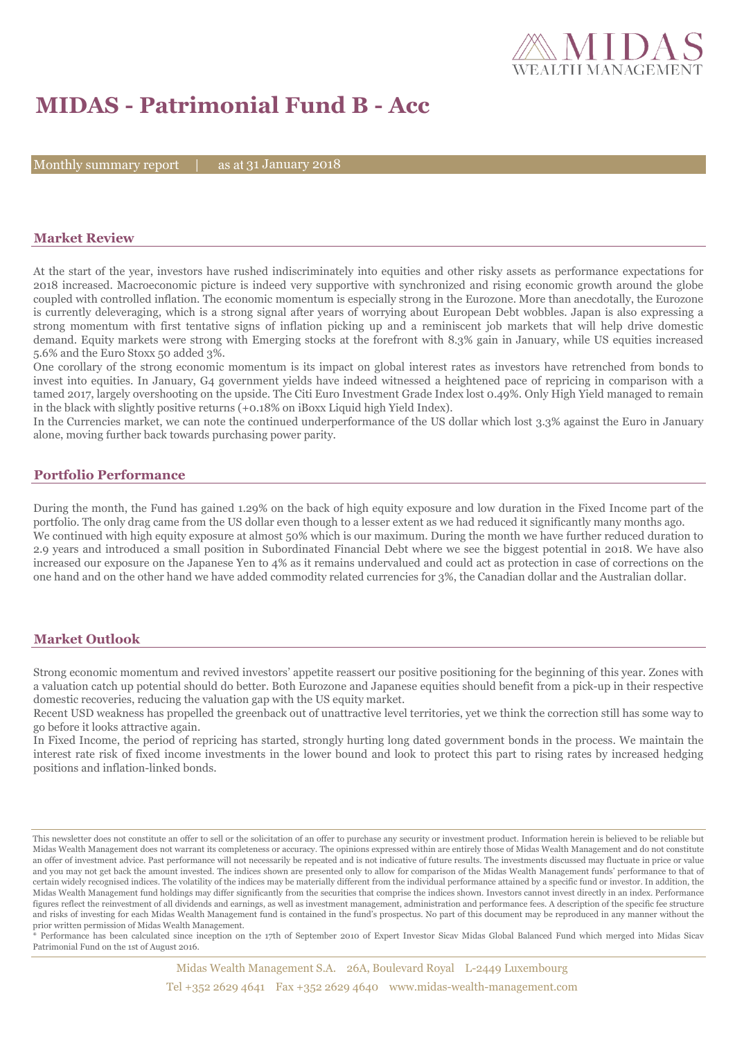# MIDAS - Patrimonial Fund B - Acc

Monthly summary report | as at 31 January 2018

## Market Review

At the start of the year, investors have rushed indiscriminately into equities and other risky assets as performance expectations for 2018 increased. Macroeconomic picture is indeed very supportive with synchronized and rising economic growth around the globe coupled with controlled inflation. The economic momentum is especially strong in the Eurozone. More than anecdotally, the Eurozone is currently deleveraging, which is a strong signal after years of worrying about European Debt wobbles. Japan is also expressing a strong momentum with first tentative signs of inflation picking up and a reminiscent job markets that will help drive domestic demand. Equity markets were strong with Emerging stocks at the forefront with 8.3% gain in January, while US equities increased 5.6% and the Euro Stoxx 50 added 3%.

One corollary of the strong economic momentum is its impact on global interest rates as investors have retrenched from bonds to invest into equities. In January, G4 government yields have indeed witnessed a heightened pace of repricing in comparison with a tamed 2017, largely overshooting on the upside. The Citi Euro Investment Grade Index lost 0.49%. Only High Yield managed to remain in the black with slightly positive returns (+0.18% on iBoxx Liquid high Yield Index).

In the Currencies market, we can note the continued underperformance of the US dollar which lost 3.3% against the Euro in January alone, moving further back towards purchasing power parity.

## Portfolio Performance

During the month, the Fund has gained 1.29% on the back of high equity exposure and low duration in the Fixed Income part of the portfolio. The only drag came from the US dollar even though to a lesser extent as we had reduced it significantly many months ago.

We continued with high equity exposure at almost 50% which is our maximum. During the month we have further reduced duration to 2.9 years and introduced a small position in Subordinated Financial Debt where we see the biggest potential in 2018. We have also increased our exposure on the Japanese Yen to 4% as it remains undervalued and could act as protection in case of corrections on the one hand and on the other hand we have added commodity related currencies for 3%, the Canadian dollar and the Australian dollar.

## Market Outlook

Strong economic momentum and revived investors' appetite reassert our positive positioning for the beginning of this year. Zones with a valuation catch up potential should do better. Both Eurozone and Japanese equities should benefit from a pick-up in their respective domestic recoveries, reducing the valuation gap with the US equity market.

Recent USD weakness has propelled the greenback out of unattractive level territories, yet we think the correction still has some way to go before it looks attractive again.

In Fixed Income, the period of repricing has started, strongly hurting long dated government bonds in the process. We maintain the interest rate risk of fixed income investments in the lower bound and look to protect this part to rising rates by increased hedging positions and inflation-linked bonds.

This newsletter does not constitute an offer to sell or the solicitation of an offer to purchase any security or investment product. Information herein is believed to be reliable but Midas Wealth Management does not warrant its completeness or accuracy. The opinions expressed within are entirely those of Midas Wealth Management and do not constitute an offer of investment advice. Past performance will not necessarily be repeated and is not indicative of future results. The investments discussed may fluctuate in price or value and you may not get back the amount invested. The indices shown are presented only to allow for comparison of the Midas Wealth Management funds' performance to that of certain widely recognised indices. The volatility of the indices may be materially different from the individual performance attained by a specific fund or investor. In addition, the Midas Wealth Management fund holdings may differ significantly from the securities that comprise the indices shown. Investors cannot invest directly in an index. Performance figures reflect the reinvestment of all dividends and earnings, as well as investment management, administration and performance fees. A description of the specific fee structure and risks of investing for each Midas Wealth Management fund is contained in the fund's prospectus. No part of this document may be reproduced in any manner without the prior written permission of Midas Wealth Management.

* Performance has been calculated since inception on the 17th of September 2010 of Expert Investor Sicav Midas Global Balanced Fund which merged into Midas Sicav Patrimonial Fund on the 1st of August 2016.

Midas Wealth Management S.A. 26A, Boulevard Royal L-2449 Luxembourg
Tel +352 2629 4641 Fax +352 2629 4640 www.midas-wealth-management.com